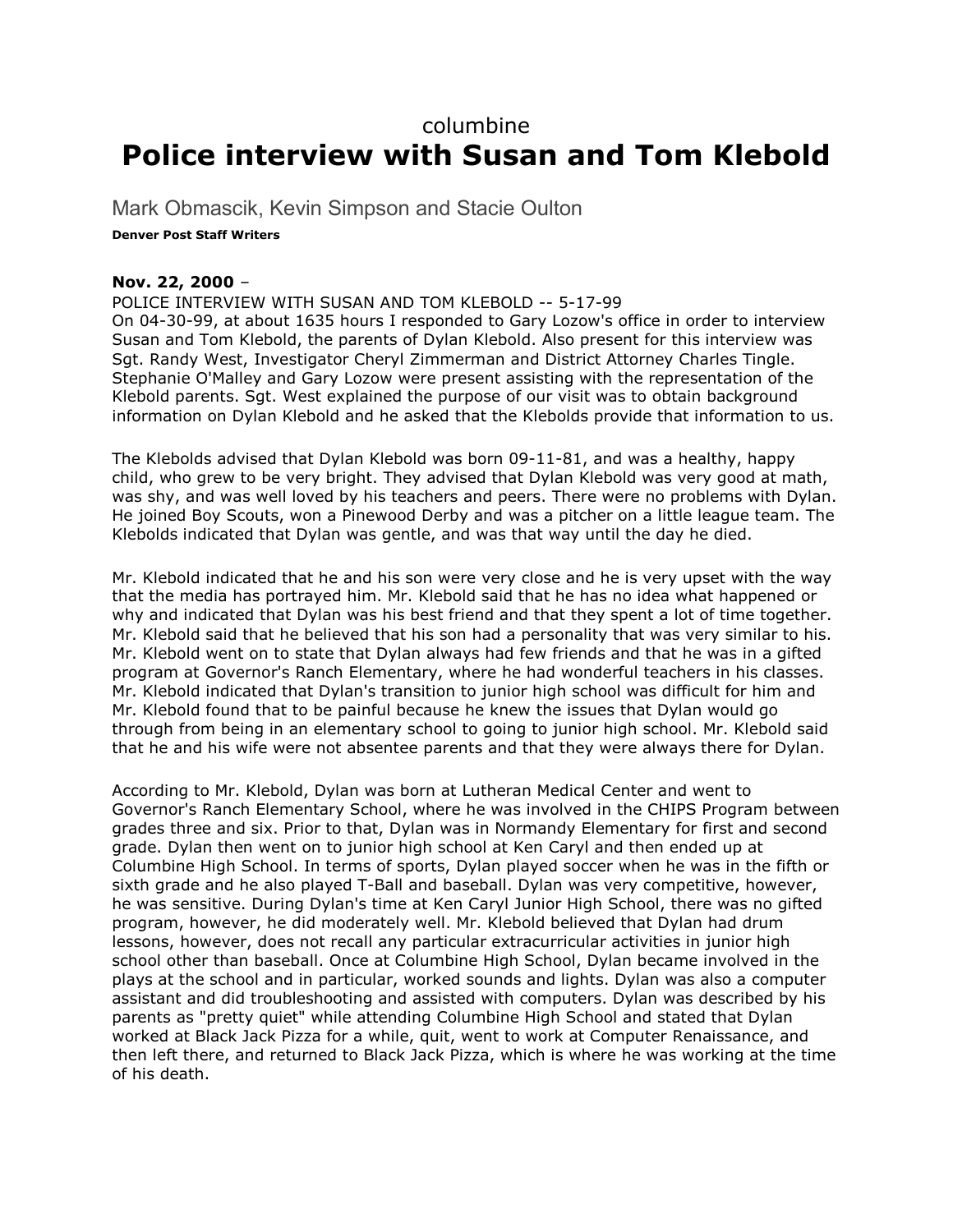columbine

# Police interview with Susan and Tom Klebold

Mark Obmascik, Kevin Simpson and Stacie Oulton

**Denver Post Staff Writers**

**Nov. 22, 2000** –
POLICE INTERVIEW WITH SUSAN AND TOM KLEBOLD -- 5-17-99
On 04-30-99, at about 1635 hours I responded to Gary Lozow's office in order to interview Susan and Tom Klebold, the parents of Dylan Klebold. Also present for this interview was Sgt. Randy West, Investigator Cheryl Zimmerman and District Attorney Charles Tingle. Stephanie O'Malley and Gary Lozow were present assisting with the representation of the Klebold parents. Sgt. West explained the purpose of our visit was to obtain background information on Dylan Klebold and he asked that the Klebolds provide that information to us.

The Klebolds advised that Dylan Klebold was born 09-11-81, and was a healthy, happy child, who grew to be very bright. They advised that Dylan Klebold was very good at math, was shy, and was well loved by his teachers and peers. There were no problems with Dylan. He joined Boy Scouts, won a Pinewood Derby and was a pitcher on a little league team. The Klebolds indicated that Dylan was gentle, and was that way until the day he died.

Mr. Klebold indicated that he and his son were very close and he is very upset with the way that the media has portrayed him. Mr. Klebold said that he has no idea what happened or why and indicated that Dylan was his best friend and that they spent a lot of time together. Mr. Klebold said that he believed that his son had a personality that was very similar to his. Mr. Klebold went on to state that Dylan always had few friends and that he was in a gifted program at Governor's Ranch Elementary, where he had wonderful teachers in his classes. Mr. Klebold indicated that Dylan's transition to junior high school was difficult for him and Mr. Klebold found that to be painful because he knew the issues that Dylan would go through from being in an elementary school to going to junior high school. Mr. Klebold said that he and his wife were not absentee parents and that they were always there for Dylan.

According to Mr. Klebold, Dylan was born at Lutheran Medical Center and went to Governor's Ranch Elementary School, where he was involved in the CHIPS Program between grades three and six. Prior to that, Dylan was in Normandy Elementary for first and second grade. Dylan then went on to junior high school at Ken Caryl and then ended up at Columbine High School. In terms of sports, Dylan played soccer when he was in the fifth or sixth grade and he also played T-Ball and baseball. Dylan was very competitive, however, he was sensitive. During Dylan's time at Ken Caryl Junior High School, there was no gifted program, however, he did moderately well. Mr. Klebold believed that Dylan had drum lessons, however, does not recall any particular extracurricular activities in junior high school other than baseball. Once at Columbine High School, Dylan became involved in the plays at the school and in particular, worked sounds and lights. Dylan was also a computer assistant and did troubleshooting and assisted with computers. Dylan was described by his parents as "pretty quiet" while attending Columbine High School and stated that Dylan worked at Black Jack Pizza for a while, quit, went to work at Computer Renaissance, and then left there, and returned to Black Jack Pizza, which is where he was working at the time of his death.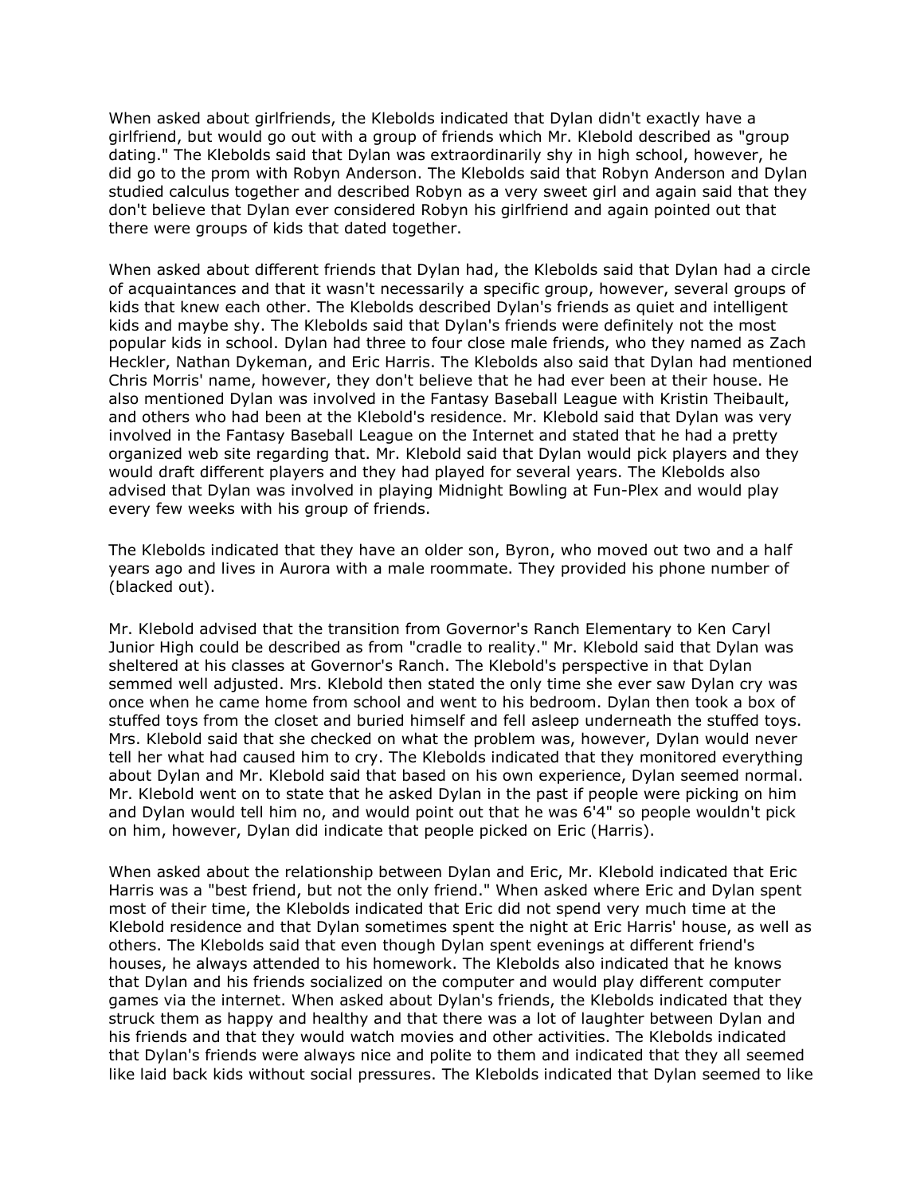When asked about girlfriends, the Klebolds indicated that Dylan didn't exactly have a girlfriend, but would go out with a group of friends which Mr. Klebold described as "group dating." The Klebolds said that Dylan was extraordinarily shy in high school, however, he did go to the prom with Robyn Anderson. The Klebolds said that Robyn Anderson and Dylan studied calculus together and described Robyn as a very sweet girl and again said that they don't believe that Dylan ever considered Robyn his girlfriend and again pointed out that there were groups of kids that dated together.

When asked about different friends that Dylan had, the Klebolds said that Dylan had a circle of acquaintances and that it wasn't necessarily a specific group, however, several groups of kids that knew each other. The Klebolds described Dylan's friends as quiet and intelligent kids and maybe shy. The Klebolds said that Dylan's friends were definitely not the most popular kids in school. Dylan had three to four close male friends, who they named as Zach Heckler, Nathan Dykeman, and Eric Harris. The Klebolds also said that Dylan had mentioned Chris Morris' name, however, they don't believe that he had ever been at their house. He also mentioned Dylan was involved in the Fantasy Baseball League with Kristin Theibault, and others who had been at the Klebold's residence. Mr. Klebold said that Dylan was very involved in the Fantasy Baseball League on the Internet and stated that he had a pretty organized web site regarding that. Mr. Klebold said that Dylan would pick players and they would draft different players and they had played for several years. The Klebolds also advised that Dylan was involved in playing Midnight Bowling at Fun-Plex and would play every few weeks with his group of friends.

The Klebolds indicated that they have an older son, Byron, who moved out two and a half years ago and lives in Aurora with a male roommate. They provided his phone number of (blacked out).

Mr. Klebold advised that the transition from Governor's Ranch Elementary to Ken Caryl Junior High could be described as from "cradle to reality." Mr. Klebold said that Dylan was sheltered at his classes at Governor's Ranch. The Klebold's perspective in that Dylan semmed well adjusted. Mrs. Klebold then stated the only time she ever saw Dylan cry was once when he came home from school and went to his bedroom. Dylan then took a box of stuffed toys from the closet and buried himself and fell asleep underneath the stuffed toys. Mrs. Klebold said that she checked on what the problem was, however, Dylan would never tell her what had caused him to cry. The Klebolds indicated that they monitored everything about Dylan and Mr. Klebold said that based on his own experience, Dylan seemed normal. Mr. Klebold went on to state that he asked Dylan in the past if people were picking on him and Dylan would tell him no, and would point out that he was 6'4" so people wouldn't pick on him, however, Dylan did indicate that people picked on Eric (Harris).

When asked about the relationship between Dylan and Eric, Mr. Klebold indicated that Eric Harris was a "best friend, but not the only friend." When asked where Eric and Dylan spent most of their time, the Klebolds indicated that Eric did not spend very much time at the Klebold residence and that Dylan sometimes spent the night at Eric Harris' house, as well as others. The Klebolds said that even though Dylan spent evenings at different friend's houses, he always attended to his homework. The Klebolds also indicated that he knows that Dylan and his friends socialized on the computer and would play different computer games via the internet. When asked about Dylan's friends, the Klebolds indicated that they struck them as happy and healthy and that there was a lot of laughter between Dylan and his friends and that they would watch movies and other activities. The Klebolds indicated that Dylan's friends were always nice and polite to them and indicated that they all seemed like laid back kids without social pressures. The Klebolds indicated that Dylan seemed to like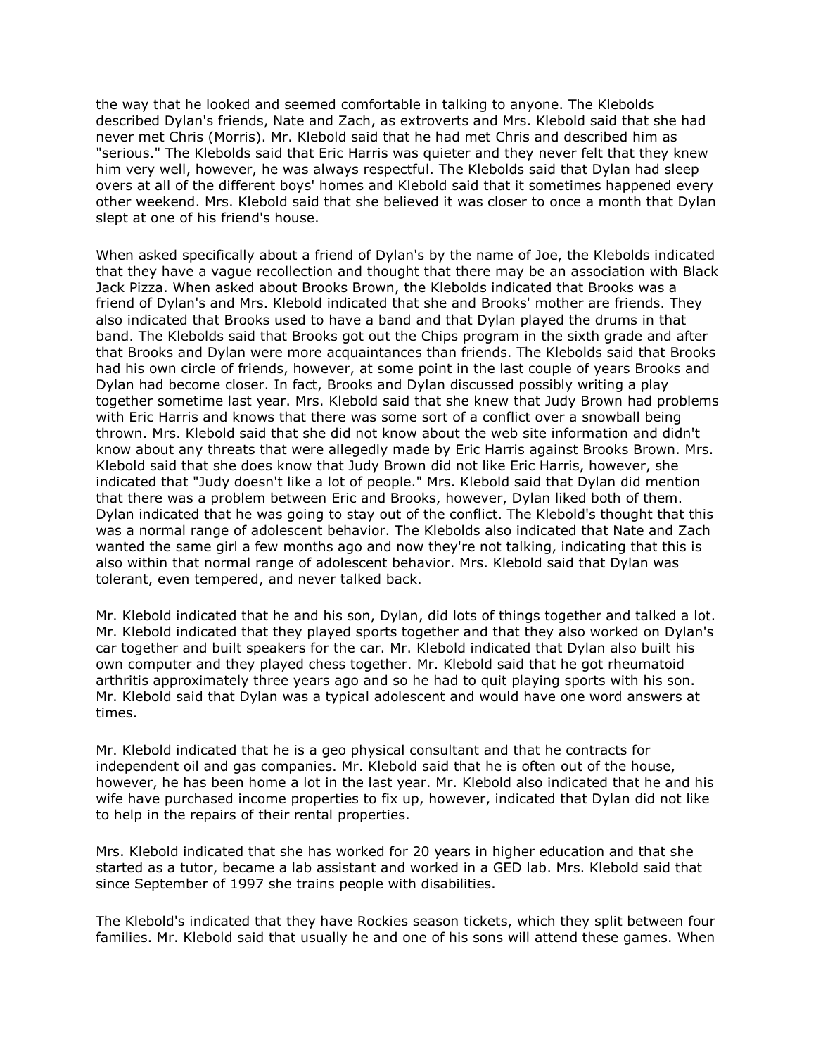the way that he looked and seemed comfortable in talking to anyone. The Klebolds described Dylan's friends, Nate and Zach, as extroverts and Mrs. Klebold said that she had never met Chris (Morris). Mr. Klebold said that he had met Chris and described him as "serious." The Klebolds said that Eric Harris was quieter and they never felt that they knew him very well, however, he was always respectful. The Klebolds said that Dylan had sleep overs at all of the different boys' homes and Klebold said that it sometimes happened every other weekend. Mrs. Klebold said that she believed it was closer to once a month that Dylan slept at one of his friend's house.

When asked specifically about a friend of Dylan's by the name of Joe, the Klebolds indicated that they have a vague recollection and thought that there may be an association with Black Jack Pizza. When asked about Brooks Brown, the Klebolds indicated that Brooks was a friend of Dylan's and Mrs. Klebold indicated that she and Brooks' mother are friends. They also indicated that Brooks used to have a band and that Dylan played the drums in that band. The Klebolds said that Brooks got out the Chips program in the sixth grade and after that Brooks and Dylan were more acquaintances than friends. The Klebolds said that Brooks had his own circle of friends, however, at some point in the last couple of years Brooks and Dylan had become closer. In fact, Brooks and Dylan discussed possibly writing a play together sometime last year. Mrs. Klebold said that she knew that Judy Brown had problems with Eric Harris and knows that there was some sort of a conflict over a snowball being thrown. Mrs. Klebold said that she did not know about the web site information and didn't know about any threats that were allegedly made by Eric Harris against Brooks Brown. Mrs. Klebold said that she does know that Judy Brown did not like Eric Harris, however, she indicated that "Judy doesn't like a lot of people." Mrs. Klebold said that Dylan did mention that there was a problem between Eric and Brooks, however, Dylan liked both of them. Dylan indicated that he was going to stay out of the conflict. The Klebold's thought that this was a normal range of adolescent behavior. The Klebolds also indicated that Nate and Zach wanted the same girl a few months ago and now they're not talking, indicating that this is also within that normal range of adolescent behavior. Mrs. Klebold said that Dylan was tolerant, even tempered, and never talked back.

Mr. Klebold indicated that he and his son, Dylan, did lots of things together and talked a lot. Mr. Klebold indicated that they played sports together and that they also worked on Dylan's car together and built speakers for the car. Mr. Klebold indicated that Dylan also built his own computer and they played chess together. Mr. Klebold said that he got rheumatoid arthritis approximately three years ago and so he had to quit playing sports with his son. Mr. Klebold said that Dylan was a typical adolescent and would have one word answers at times.

Mr. Klebold indicated that he is a geo physical consultant and that he contracts for independent oil and gas companies. Mr. Klebold said that he is often out of the house, however, he has been home a lot in the last year. Mr. Klebold also indicated that he and his wife have purchased income properties to fix up, however, indicated that Dylan did not like to help in the repairs of their rental properties.

Mrs. Klebold indicated that she has worked for 20 years in higher education and that she started as a tutor, became a lab assistant and worked in a GED lab. Mrs. Klebold said that since September of 1997 she trains people with disabilities.

The Klebold's indicated that they have Rockies season tickets, which they split between four families. Mr. Klebold said that usually he and one of his sons will attend these games. When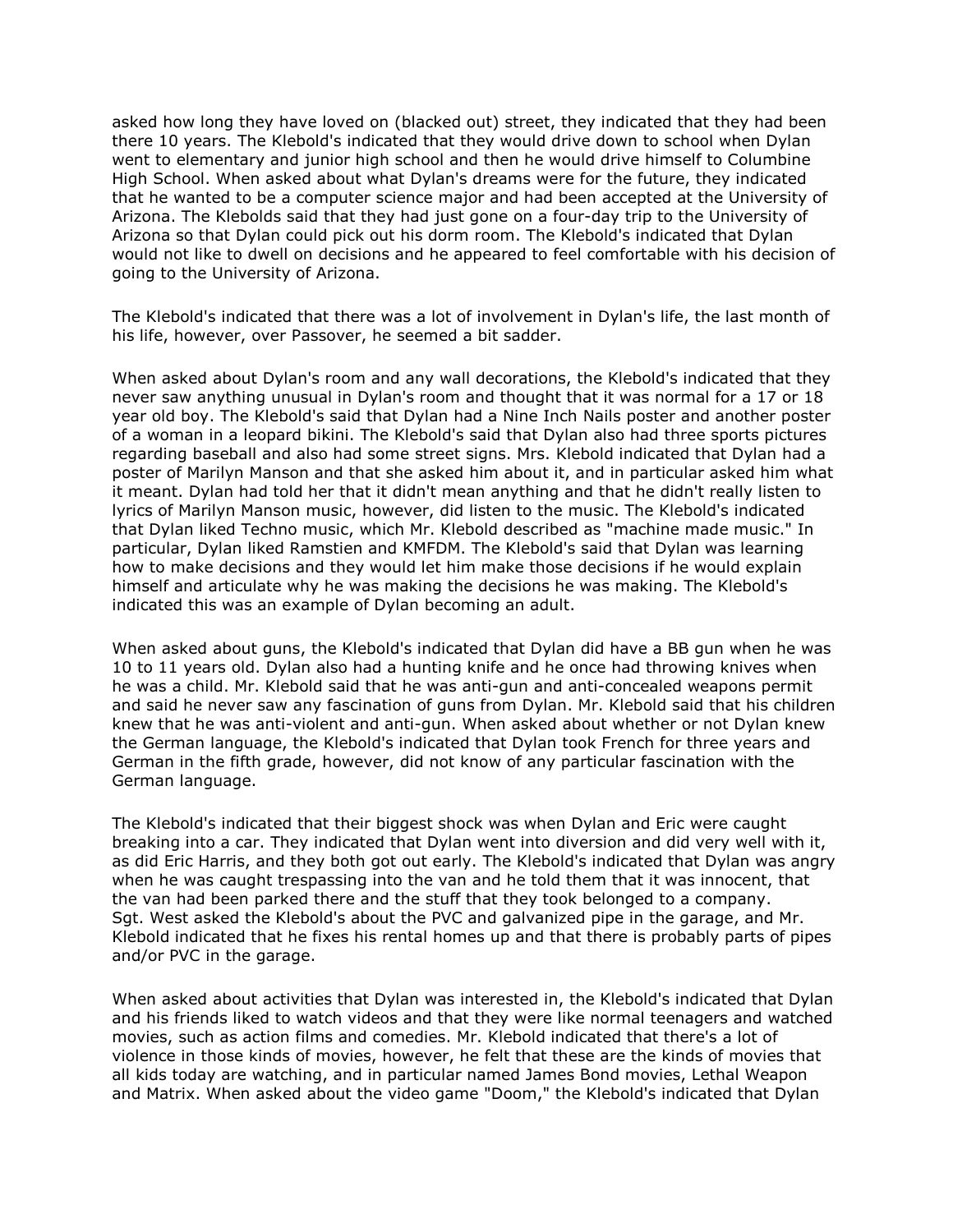asked how long they have loved on (blacked out) street, they indicated that they had been there 10 years. The Klebold's indicated that they would drive down to school when Dylan went to elementary and junior high school and then he would drive himself to Columbine High School. When asked about what Dylan's dreams were for the future, they indicated that he wanted to be a computer science major and had been accepted at the University of Arizona. The Klebolds said that they had just gone on a four-day trip to the University of Arizona so that Dylan could pick out his dorm room. The Klebold's indicated that Dylan would not like to dwell on decisions and he appeared to feel comfortable with his decision of going to the University of Arizona.

The Klebold's indicated that there was a lot of involvement in Dylan's life, the last month of his life, however, over Passover, he seemed a bit sadder.

When asked about Dylan's room and any wall decorations, the Klebold's indicated that they never saw anything unusual in Dylan's room and thought that it was normal for a 17 or 18 year old boy. The Klebold's said that Dylan had a Nine Inch Nails poster and another poster of a woman in a leopard bikini. The Klebold's said that Dylan also had three sports pictures regarding baseball and also had some street signs. Mrs. Klebold indicated that Dylan had a poster of Marilyn Manson and that she asked him about it, and in particular asked him what it meant. Dylan had told her that it didn't mean anything and that he didn't really listen to lyrics of Marilyn Manson music, however, did listen to the music. The Klebold's indicated that Dylan liked Techno music, which Mr. Klebold described as "machine made music." In particular, Dylan liked Ramstien and KMFDM. The Klebold's said that Dylan was learning how to make decisions and they would let him make those decisions if he would explain himself and articulate why he was making the decisions he was making. The Klebold's indicated this was an example of Dylan becoming an adult.

When asked about guns, the Klebold's indicated that Dylan did have a BB gun when he was 10 to 11 years old. Dylan also had a hunting knife and he once had throwing knives when he was a child. Mr. Klebold said that he was anti-gun and anti-concealed weapons permit and said he never saw any fascination of guns from Dylan. Mr. Klebold said that his children knew that he was anti-violent and anti-gun. When asked about whether or not Dylan knew the German language, the Klebold's indicated that Dylan took French for three years and German in the fifth grade, however, did not know of any particular fascination with the German language.

The Klebold's indicated that their biggest shock was when Dylan and Eric were caught breaking into a car. They indicated that Dylan went into diversion and did very well with it, as did Eric Harris, and they both got out early. The Klebold's indicated that Dylan was angry when he was caught trespassing into the van and he told them that it was innocent, that the van had been parked there and the stuff that they took belonged to a company. Sgt. West asked the Klebold's about the PVC and galvanized pipe in the garage, and Mr. Klebold indicated that he fixes his rental homes up and that there is probably parts of pipes and/or PVC in the garage.

When asked about activities that Dylan was interested in, the Klebold's indicated that Dylan and his friends liked to watch videos and that they were like normal teenagers and watched movies, such as action films and comedies. Mr. Klebold indicated that there's a lot of violence in those kinds of movies, however, he felt that these are the kinds of movies that all kids today are watching, and in particular named James Bond movies, Lethal Weapon and Matrix. When asked about the video game "Doom," the Klebold's indicated that Dylan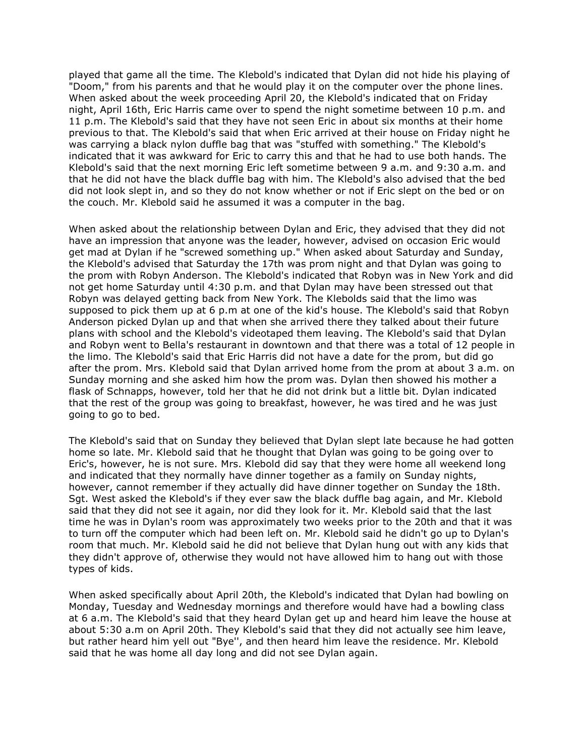played that game all the time. The Klebold's indicated that Dylan did not hide his playing of "Doom," from his parents and that he would play it on the computer over the phone lines. When asked about the week proceeding April 20, the Klebold's indicated that on Friday night, April 16th, Eric Harris came over to spend the night sometime between 10 p.m. and 11 p.m. The Klebold's said that they have not seen Eric in about six months at their home previous to that. The Klebold's said that when Eric arrived at their house on Friday night he was carrying a black nylon duffle bag that was "stuffed with something." The Klebold's indicated that it was awkward for Eric to carry this and that he had to use both hands. The Klebold's said that the next morning Eric left sometime between 9 a.m. and 9:30 a.m. and that he did not have the black duffle bag with him. The Klebold's also advised that the bed did not look slept in, and so they do not know whether or not if Eric slept on the bed or on the couch. Mr. Klebold said he assumed it was a computer in the bag.

When asked about the relationship between Dylan and Eric, they advised that they did not have an impression that anyone was the leader, however, advised on occasion Eric would get mad at Dylan if he "screwed something up." When asked about Saturday and Sunday, the Klebold's advised that Saturday the 17th was prom night and that Dylan was going to the prom with Robyn Anderson. The Klebold's indicated that Robyn was in New York and did not get home Saturday until 4:30 p.m. and that Dylan may have been stressed out that Robyn was delayed getting back from New York. The Klebolds said that the limo was supposed to pick them up at 6 p.m at one of the kid's house. The Klebold's said that Robyn Anderson picked Dylan up and that when she arrived there they talked about their future plans with school and the Klebold's videotaped them leaving. The Klebold's said that Dylan and Robyn went to Bella's restaurant in downtown and that there was a total of 12 people in the limo. The Klebold's said that Eric Harris did not have a date for the prom, but did go after the prom. Mrs. Klebold said that Dylan arrived home from the prom at about 3 a.m. on Sunday morning and she asked him how the prom was. Dylan then showed his mother a flask of Schnapps, however, told her that he did not drink but a little bit. Dylan indicated that the rest of the group was going to breakfast, however, he was tired and he was just going to go to bed.

The Klebold's said that on Sunday they believed that Dylan slept late because he had gotten home so late. Mr. Klebold said that he thought that Dylan was going to be going over to Eric's, however, he is not sure. Mrs. Klebold did say that they were home all weekend long and indicated that they normally have dinner together as a family on Sunday nights, however, cannot remember if they actually did have dinner together on Sunday the 18th. Sgt. West asked the Klebold's if they ever saw the black duffle bag again, and Mr. Klebold said that they did not see it again, nor did they look for it. Mr. Klebold said that the last time he was in Dylan's room was approximately two weeks prior to the 20th and that it was to turn off the computer which had been left on. Mr. Klebold said he didn't go up to Dylan's room that much. Mr. Klebold said he did not believe that Dylan hung out with any kids that they didn't approve of, otherwise they would not have allowed him to hang out with those types of kids.

When asked specifically about April 20th, the Klebold's indicated that Dylan had bowling on Monday, Tuesday and Wednesday mornings and therefore would have had a bowling class at 6 a.m. The Klebold's said that they heard Dylan get up and heard him leave the house at about 5:30 a.m on April 20th. They Klebold's said that they did not actually see him leave, but rather heard him yell out "Bye'', and then heard him leave the residence. Mr. Klebold said that he was home all day long and did not see Dylan again.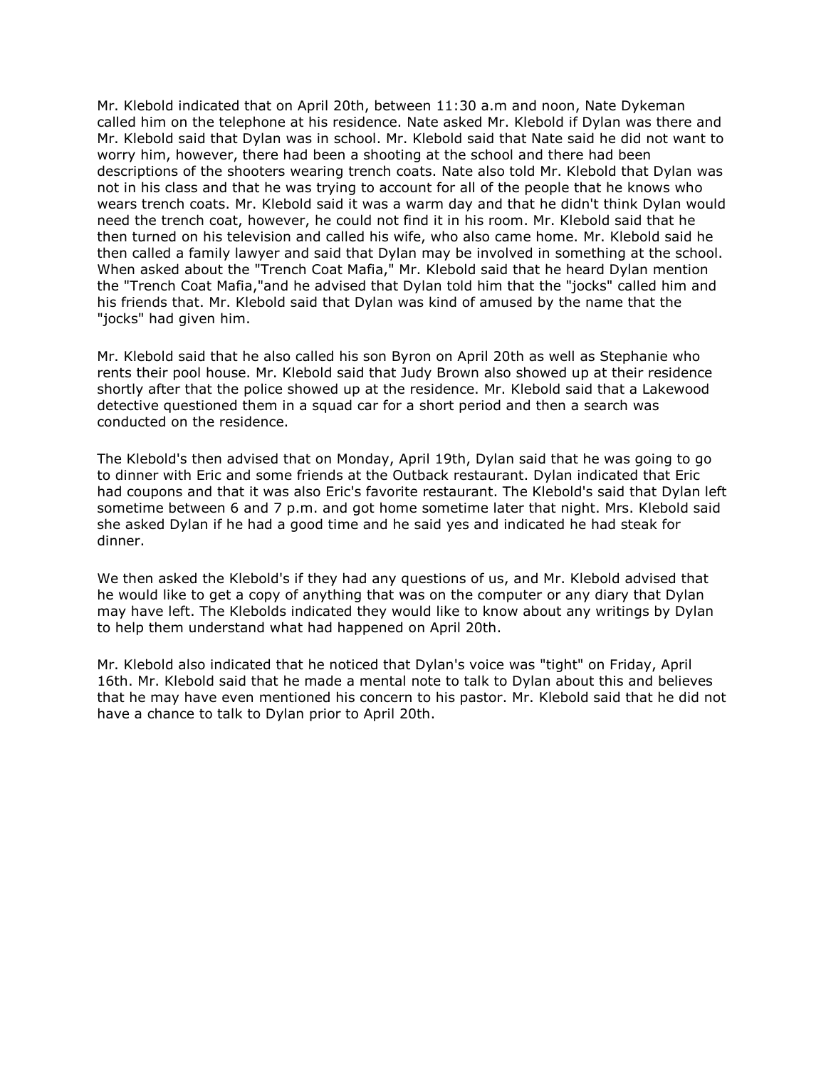Mr. Klebold indicated that on April 20th, between 11:30 a.m and noon, Nate Dykeman called him on the telephone at his residence. Nate asked Mr. Klebold if Dylan was there and Mr. Klebold said that Dylan was in school. Mr. Klebold said that Nate said he did not want to worry him, however, there had been a shooting at the school and there had been descriptions of the shooters wearing trench coats. Nate also told Mr. Klebold that Dylan was not in his class and that he was trying to account for all of the people that he knows who wears trench coats. Mr. Klebold said it was a warm day and that he didn't think Dylan would need the trench coat, however, he could not find it in his room. Mr. Klebold said that he then turned on his television and called his wife, who also came home. Mr. Klebold said he then called a family lawyer and said that Dylan may be involved in something at the school. When asked about the "Trench Coat Mafia," Mr. Klebold said that he heard Dylan mention the "Trench Coat Mafia,"and he advised that Dylan told him that the "jocks" called him and his friends that. Mr. Klebold said that Dylan was kind of amused by the name that the "jocks" had given him.

Mr. Klebold said that he also called his son Byron on April 20th as well as Stephanie who rents their pool house. Mr. Klebold said that Judy Brown also showed up at their residence shortly after that the police showed up at the residence. Mr. Klebold said that a Lakewood detective questioned them in a squad car for a short period and then a search was conducted on the residence.

The Klebold's then advised that on Monday, April 19th, Dylan said that he was going to go to dinner with Eric and some friends at the Outback restaurant. Dylan indicated that Eric had coupons and that it was also Eric's favorite restaurant. The Klebold's said that Dylan left sometime between 6 and 7 p.m. and got home sometime later that night. Mrs. Klebold said she asked Dylan if he had a good time and he said yes and indicated he had steak for dinner.

We then asked the Klebold's if they had any questions of us, and Mr. Klebold advised that he would like to get a copy of anything that was on the computer or any diary that Dylan may have left. The Klebolds indicated they would like to know about any writings by Dylan to help them understand what had happened on April 20th.

Mr. Klebold also indicated that he noticed that Dylan's voice was "tight" on Friday, April 16th. Mr. Klebold said that he made a mental note to talk to Dylan about this and believes that he may have even mentioned his concern to his pastor. Mr. Klebold said that he did not have a chance to talk to Dylan prior to April 20th.